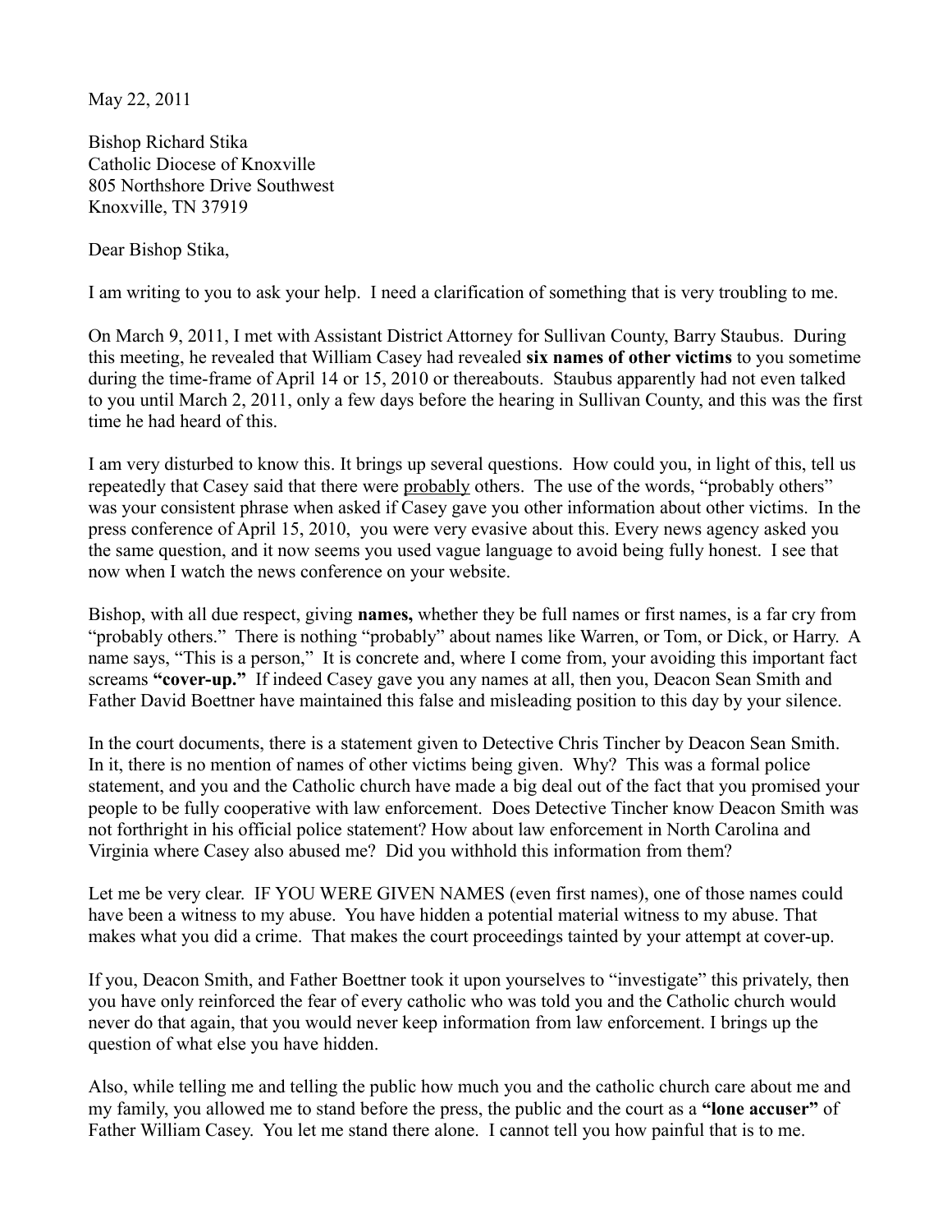May 22, 2011

Bishop Richard Stika
Catholic Diocese of Knoxville
805 Northshore Drive Southwest
Knoxville, TN 37919

Dear Bishop Stika,

I am writing to you to ask your help. I need a clarification of something that is very troubling to me.

On March 9, 2011, I met with Assistant District Attorney for Sullivan County, Barry Staubus. During this meeting, he revealed that William Casey had revealed **six names of other victims** to you sometime during the time-frame of April 14 or 15, 2010 or thereabouts. Staubus apparently had not even talked to you until March 2, 2011, only a few days before the hearing in Sullivan County, and this was the first time he had heard of this.

I am very disturbed to know this. It brings up several questions. How could you, in light of this, tell us repeatedly that Casey said that there were <u>probably</u> others. The use of the words, "probably others" was your consistent phrase when asked if Casey gave you other information about other victims. In the press conference of April 15, 2010, you were very evasive about this. Every news agency asked you the same question, and it now seems you used vague language to avoid being fully honest. I see that now when I watch the news conference on your website.

Bishop, with all due respect, giving **names,** whether they be full names or first names, is a far cry from "probably others." There is nothing "probably" about names like Warren, or Tom, or Dick, or Harry. A name says, "This is a person," It is concrete and, where I come from, your avoiding this important fact screams **"cover-up."** If indeed Casey gave you any names at all, then you, Deacon Sean Smith and Father David Boettner have maintained this false and misleading position to this day by your silence.

In the court documents, there is a statement given to Detective Chris Tincher by Deacon Sean Smith. In it, there is no mention of names of other victims being given. Why? This was a formal police statement, and you and the Catholic church have made a big deal out of the fact that you promised your people to be fully cooperative with law enforcement. Does Detective Tincher know Deacon Smith was not forthright in his official police statement? How about law enforcement in North Carolina and Virginia where Casey also abused me? Did you withhold this information from them?

Let me be very clear. IF YOU WERE GIVEN NAMES (even first names), one of those names could have been a witness to my abuse. You have hidden a potential material witness to my abuse. That makes what you did a crime. That makes the court proceedings tainted by your attempt at cover-up.

If you, Deacon Smith, and Father Boettner took it upon yourselves to "investigate" this privately, then you have only reinforced the fear of every catholic who was told you and the Catholic church would never do that again, that you would never keep information from law enforcement. I brings up the question of what else you have hidden.

Also, while telling me and telling the public how much you and the catholic church care about me and my family, you allowed me to stand before the press, the public and the court as a **"lone accuser"** of Father William Casey. You let me stand there alone. I cannot tell you how painful that is to me.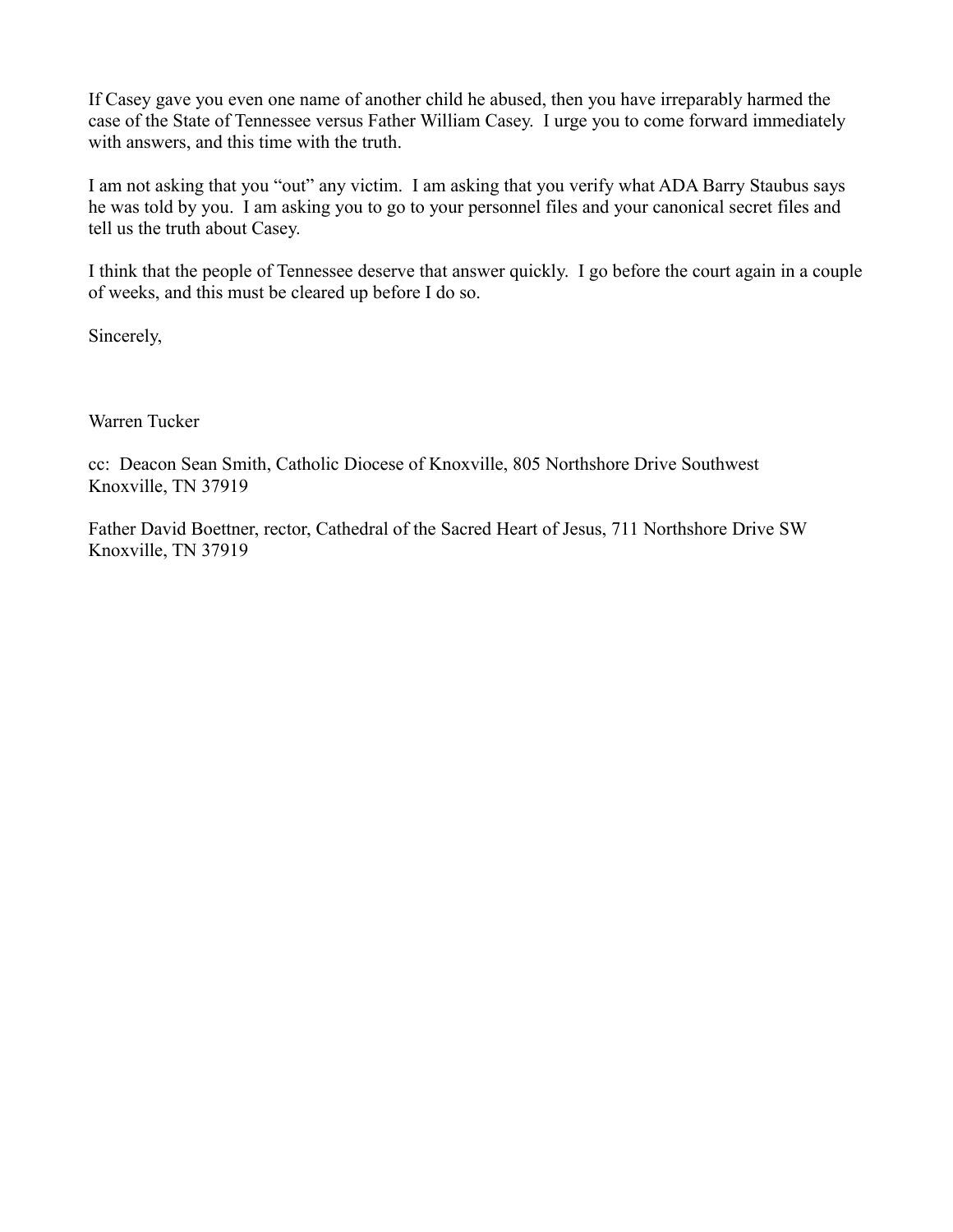If Casey gave you even one name of another child he abused, then you have irreparably harmed the case of the State of Tennessee versus Father William Casey. I urge you to come forward immediately with answers, and this time with the truth.

I am not asking that you "out" any victim. I am asking that you verify what ADA Barry Staubus says he was told by you. I am asking you to go to your personnel files and your canonical secret files and tell us the truth about Casey.

I think that the people of Tennessee deserve that answer quickly. I go before the court again in a couple of weeks, and this must be cleared up before I do so.

Sincerely,

Warren Tucker

cc: Deacon Sean Smith, Catholic Diocese of Knoxville, 805 Northshore Drive Southwest
Knoxville, TN 37919

Father David Boettner, rector, Cathedral of the Sacred Heart of Jesus, 711 Northshore Drive SW
Knoxville, TN 37919